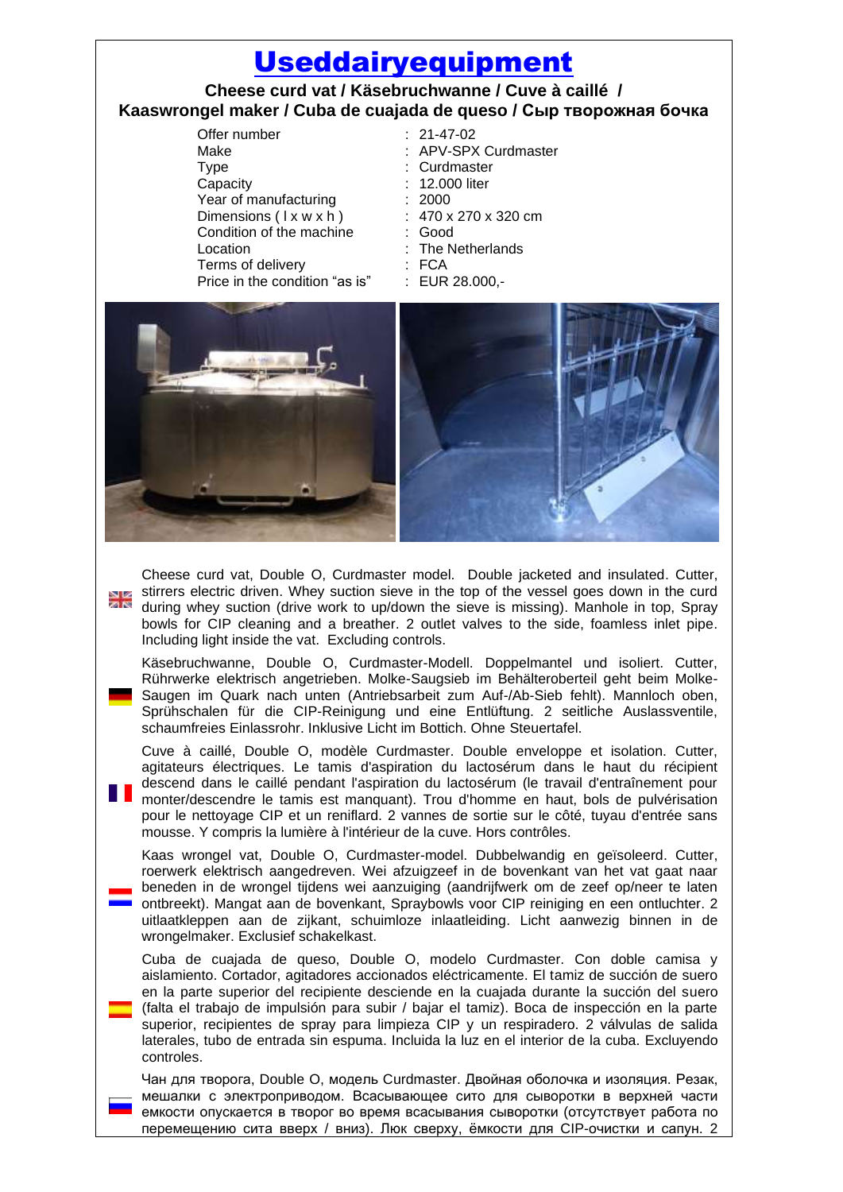# Useddairyequipment

## Cheese curd vat / Käsebruchwanne / Cuve à caillé / Kaaswrongel maker / Cuba de cuajada de queso / Сыр творожная бочка

| | |
|---|---|
| Offer number | : 21-47-02 |
| Make | : APV-SPX Curdmaster |
| Type | : Curdmaster |
| Capacity | : 12.000 liter |
| Year of manufacturing | : 2000 |
| Dimensions ( l x w x h ) | : 470 x 270 x 320 cm |
| Condition of the machine | : Good |
| Location | : The Netherlands |
| Terms of delivery | : FCA |
| Price in the condition “as is” | : EUR 28.000,- |

Cheese curd vat, Double O, Curdmaster model. Double jacketed and insulated. Cutter, stirrers electric driven. Whey suction sieve in the top of the vessel goes down in the curd during whey suction (drive work to up/down the sieve is missing). Manhole in top, Spray bowls for CIP cleaning and a breather. 2 outlet valves to the side, foamless inlet pipe. Including light inside the vat. Excluding controls.

Käsebruchwanne, Double O, Curdmaster-Modell. Doppelmantel und isoliert. Cutter, Rührwerke elektrisch angetrieben. Molke-Saugsieb im Behälteroberteil geht beim Molke-Saugen im Quark nach unten (Antriebsarbeit zum Auf-/Ab-Sieb fehlt). Mannloch oben, Sprühschalen für die CIP-Reinigung und eine Entlüftung. 2 seitliche Auslassventile, schaumfreies Einlassrohr. Inklusive Licht im Bottich. Ohne Steuertafel.

Cuve à caillé, Double O, modèle Curdmaster. Double enveloppe et isolation. Cutter, agitateurs électriques. Le tamis d'aspiration du lactosérum dans le haut du récipient descend dans le caillé pendant l'aspiration du lactosérum (le travail d'entraînement pour monter/descendre le tamis est manquant). Trou d'homme en haut, bols de pulvérisation pour le nettoyage CIP et un reniflard. 2 vannes de sortie sur le côté, tuyau d'entrée sans mousse. Y compris la lumière à l'intérieur de la cuve. Hors contrôles.

Kaas wrongel vat, Double O, Curdmaster-model. Dubbelwandig en geïsoleerd. Cutter, roerwerk elektrisch aangedreven. Wei afzuigzeef in de bovenkant van het vat gaat naar beneden in de wrongel tijdens wei aanzuiging (aandrijfwerk om de zeef op/neer te laten ontbreekt). Mangat aan de bovenkant, Spraybowls voor CIP reiniging en een ontluchter. 2 uitlaatkleppen aan de zijkant, schuimloze inlaatleiding. Licht aanwezig binnen in de wrongelmaker. Exclusief schakelkast.

Cuba de cuajada de queso, Double O, modelo Curdmaster. Con doble camisa y aislamiento. Cortador, agitadores accionados eléctricamente. El tamiz de succión de suero en la parte superior del recipiente desciende en la cuajada durante la succión del suero (falta el trabajo de impulsión para subir / bajar el tamiz). Boca de inspección en la parte superior, recipientes de spray para limpieza CIP y un respiradero. 2 válvulas de salida laterales, tubo de entrada sin espuma. Incluida la luz en el interior de la cuba. Excluyendo controles.

Чан для творога, Double O, модель Curdmaster. Двойная оболочка и изоляция. Резак, мешалки с электроприводом. Всасывающее сито для сыворотки в верхней части емкости опускается в творог во время всасывания сыворотки (отсутствует работа по перемещению сита вверх / вниз). Люк сверху, ёмкости для CIP-очистки и сапун. 2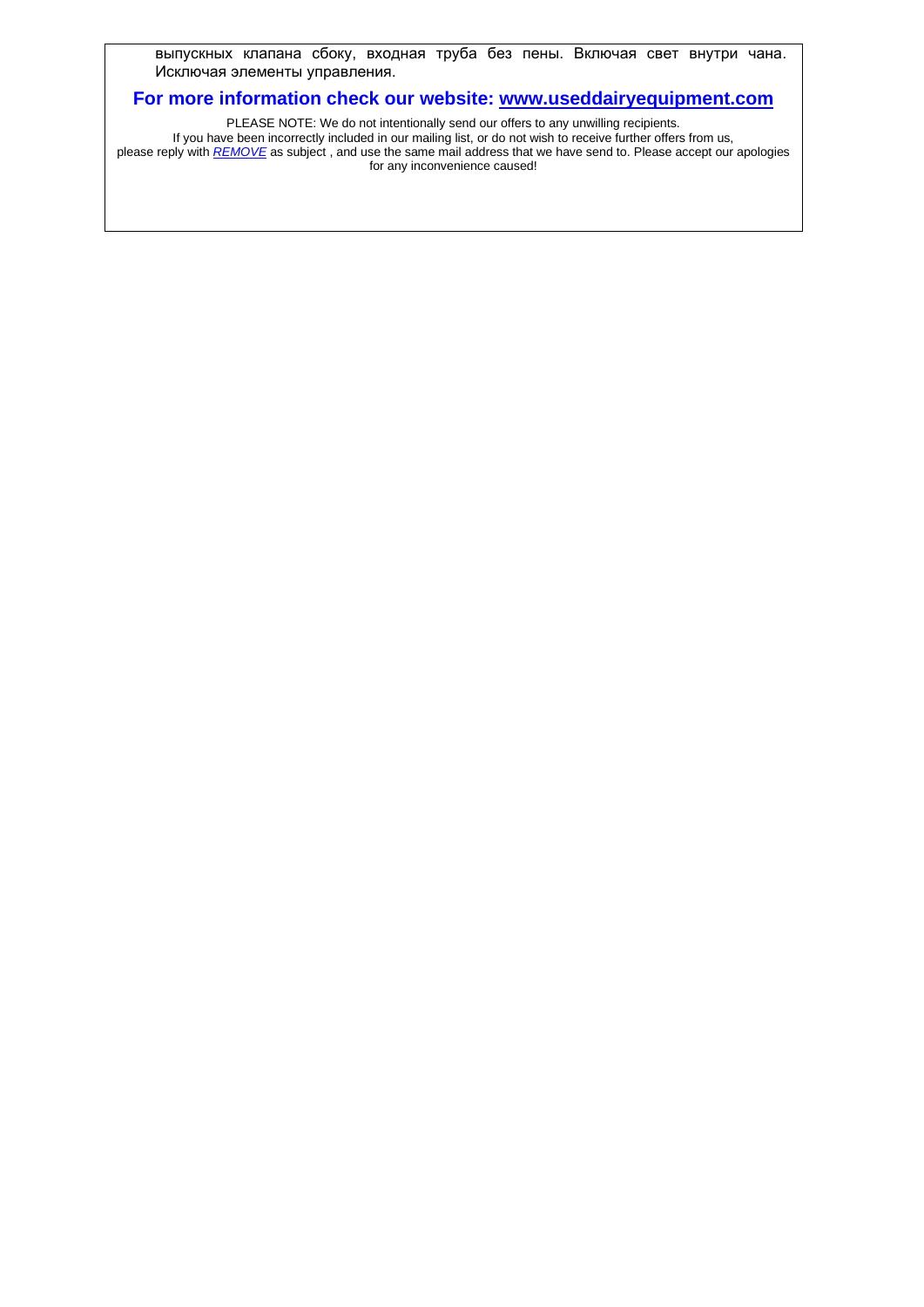выпускных клапана сбоку, входная труба без пены. Включая свет внутри чана. Исключая элементы управления.

**For more information check our website: [www.useddairyequipment.com](http://www.useddairyequipment.com)**

PLEASE NOTE: We do not intentionally send our offers to any unwilling recipients.
If you have been incorrectly included in our mailing list, or do not wish to receive further offers from us, please reply with *REMOVE* as subject , and use the same mail address that we have send to. Please accept our apologies for any inconvenience caused!